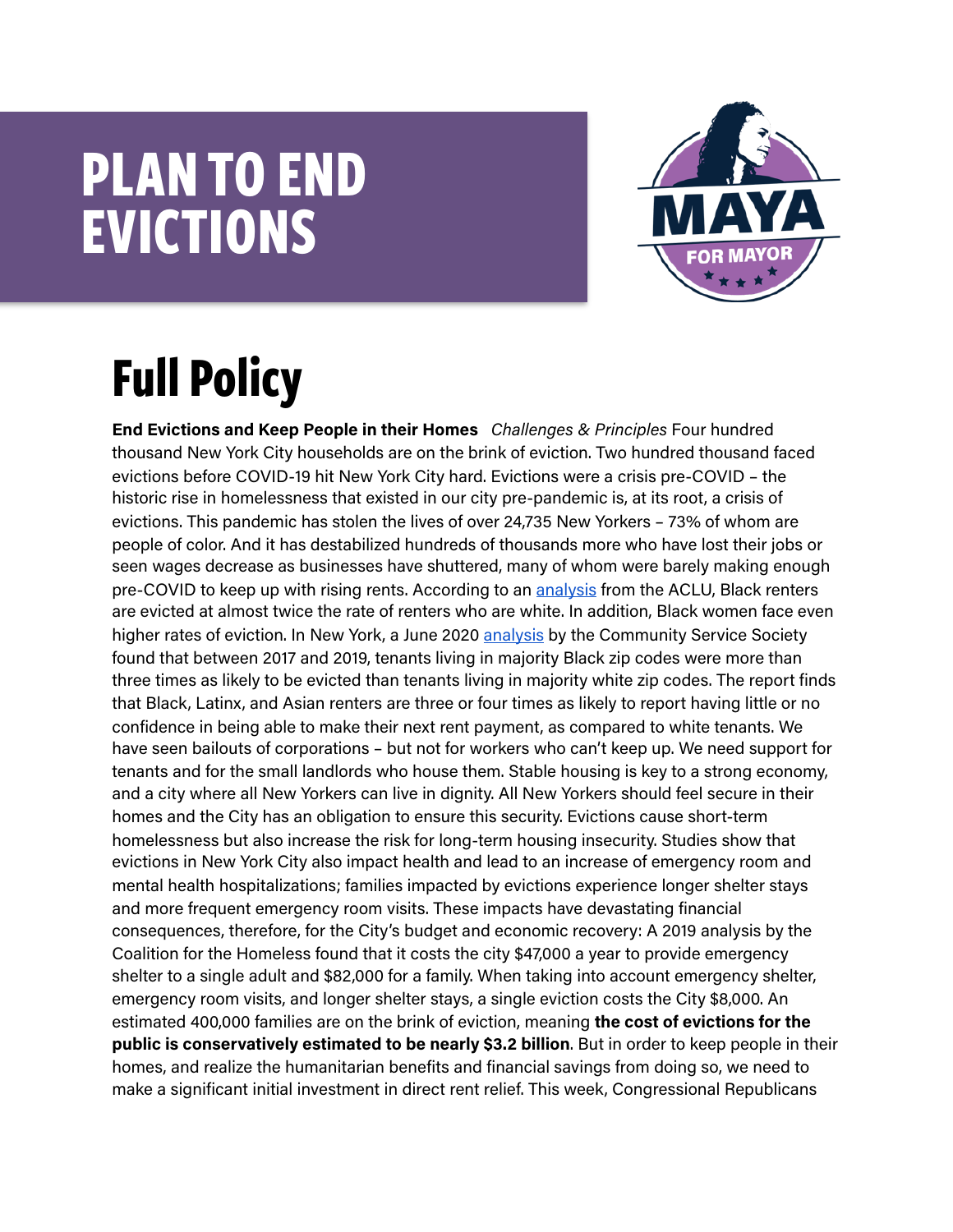# PLAN TO END EVICTIONS

MAYA FOR MAYOR

## Full Policy

**End Evictions and Keep People in their Homes** *Challenges & Principles* Four hundred thousand New York City households are on the brink of eviction. Two hundred thousand faced evictions before COVID-19 hit New York City hard. Evictions were a crisis pre-COVID – the historic rise in homelessness that existed in our city pre-pandemic is, at its root, a crisis of evictions. This pandemic has stolen the lives of over 24,735 New Yorkers – 73% of whom are people of color. And it has destabilized hundreds of thousands more who have lost their jobs or seen wages decrease as businesses have shuttered, many of whom were barely making enough pre-COVID to keep up with rising rents. According to an analysis from the ACLU, Black renters are evicted at almost twice the rate of renters who are white. In addition, Black women face even higher rates of eviction. In New York, a June 2020 analysis by the Community Service Society found that between 2017 and 2019, tenants living in majority Black zip codes were more than three times as likely to be evicted than tenants living in majority white zip codes. The report finds that Black, Latinx, and Asian renters are three or four times as likely to report having little or no confidence in being able to make their next rent payment, as compared to white tenants. We have seen bailouts of corporations – but not for workers who can't keep up. We need support for tenants and for the small landlords who house them. Stable housing is key to a strong economy, and a city where all New Yorkers can live in dignity. All New Yorkers should feel secure in their homes and the City has an obligation to ensure this security. Evictions cause short-term homelessness but also increase the risk for long-term housing insecurity. Studies show that evictions in New York City also impact health and lead to an increase of emergency room and mental health hospitalizations; families impacted by evictions experience longer shelter stays and more frequent emergency room visits. These impacts have devastating financial consequences, therefore, for the City's budget and economic recovery: A 2019 analysis by the Coalition for the Homeless found that it costs the city $47,000 a year to provide emergency shelter to a single adult and $82,000 for a family. When taking into account emergency shelter, emergency room visits, and longer shelter stays, a single eviction costs the City $8,000. An estimated 400,000 families are on the brink of eviction, meaning **the cost of evictions for the public is conservatively estimated to be nearly $3.2 billion**. But in order to keep people in their homes, and realize the humanitarian benefits and financial savings from doing so, we need to make a significant initial investment in direct rent relief. This week, Congressional Republicans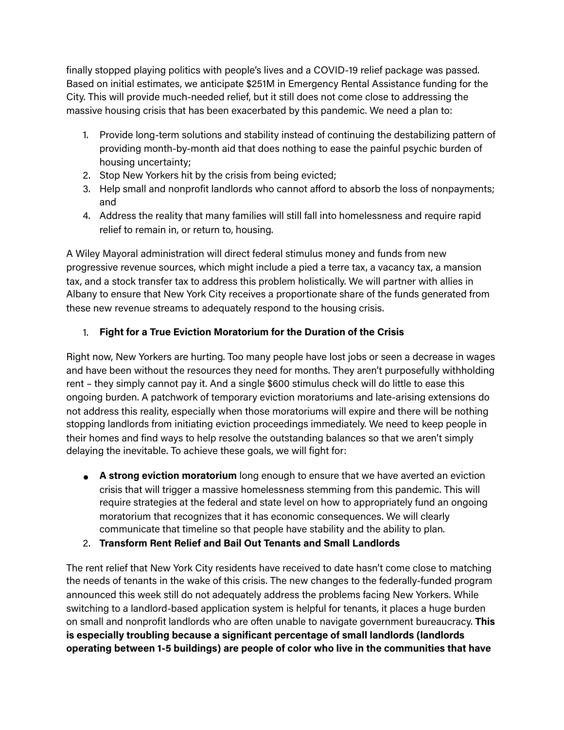finally stopped playing politics with people's lives and a COVID-19 relief package was passed. Based on initial estimates, we anticipate $251M in Emergency Rental Assistance funding for the City. This will provide much-needed relief, but it still does not come close to addressing the massive housing crisis that has been exacerbated by this pandemic. We need a plan to:

1. Provide long-term solutions and stability instead of continuing the destabilizing pattern of providing month-by-month aid that does nothing to ease the painful psychic burden of housing uncertainty;
2. Stop New Yorkers hit by the crisis from being evicted;
3. Help small and nonprofit landlords who cannot afford to absorb the loss of nonpayments; and
4. Address the reality that many families will still fall into homelessness and require rapid relief to remain in, or return to, housing.

A Wiley Mayoral administration will direct federal stimulus money and funds from new progressive revenue sources, which might include a pied a terre tax, a vacancy tax, a mansion tax, and a stock transfer tax to address this problem holistically. We will partner with allies in Albany to ensure that New York City receives a proportionate share of the funds generated from these new revenue streams to adequately respond to the housing crisis.

1. **Fight for a True Eviction Moratorium for the Duration of the Crisis**

Right now, New Yorkers are hurting. Too many people have lost jobs or seen a decrease in wages and have been without the resources they need for months. They aren't purposefully withholding rent – they simply cannot pay it. And a single $600 stimulus check will do little to ease this ongoing burden. A patchwork of temporary eviction moratoriums and late-arising extensions do not address this reality, especially when those moratoriums will expire and there will be nothing stopping landlords from initiating eviction proceedings immediately. We need to keep people in their homes and find ways to help resolve the outstanding balances so that we aren't simply delaying the inevitable. To achieve these goals, we will fight for:

- **A strong eviction moratorium** long enough to ensure that we have averted an eviction crisis that will trigger a massive homelessness stemming from this pandemic. This will require strategies at the federal and state level on how to appropriately fund an ongoing moratorium that recognizes that it has economic consequences. We will clearly communicate that timeline so that people have stability and the ability to plan.

2. **Transform Rent Relief and Bail Out Tenants and Small Landlords**

The rent relief that New York City residents have received to date hasn't come close to matching the needs of tenants in the wake of this crisis. The new changes to the federally-funded program announced this week still do not adequately address the problems facing New Yorkers. While switching to a landlord-based application system is helpful for tenants, it places a huge burden on small and nonprofit landlords who are often unable to navigate government bureaucracy. **This is especially troubling because a significant percentage of small landlords (landlords operating between 1-5 buildings) are people of color who live in the communities that have**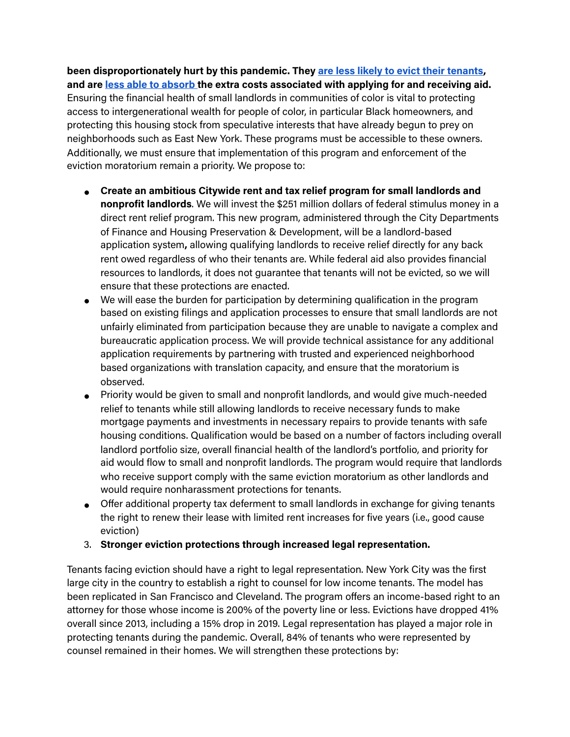**been disproportionately hurt by this pandemic. They are less likely to evict their tenants, and are less able to absorb the extra costs associated with applying for and receiving aid.** Ensuring the financial health of small landlords in communities of color is vital to protecting access to intergenerational wealth for people of color, in particular Black homeowners, and protecting this housing stock from speculative interests that have already begun to prey on neighborhoods such as East New York. These programs must be accessible to these owners. Additionally, we must ensure that implementation of this program and enforcement of the eviction moratorium remain a priority. We propose to:

- **Create an ambitious Citywide rent and tax relief program for small landlords and nonprofit landlords**. We will invest the $251 million dollars of federal stimulus money in a direct rent relief program. This new program, administered through the City Departments of Finance and Housing Preservation & Development, will be a landlord-based application system**,** allowing qualifying landlords to receive relief directly for any back rent owed regardless of who their tenants are. While federal aid also provides financial resources to landlords, it does not guarantee that tenants will not be evicted, so we will ensure that these protections are enacted.
- We will ease the burden for participation by determining qualification in the program based on existing filings and application processes to ensure that small landlords are not unfairly eliminated from participation because they are unable to navigate a complex and bureaucratic application process. We will provide technical assistance for any additional application requirements by partnering with trusted and experienced neighborhood based organizations with translation capacity, and ensure that the moratorium is observed.
- Priority would be given to small and nonprofit landlords, and would give much-needed relief to tenants while still allowing landlords to receive necessary funds to make mortgage payments and investments in necessary repairs to provide tenants with safe housing conditions. Qualification would be based on a number of factors including overall landlord portfolio size, overall financial health of the landlord's portfolio, and priority for aid would flow to small and nonprofit landlords. The program would require that landlords who receive support comply with the same eviction moratorium as other landlords and would require nonharassment protections for tenants.
- Offer additional property tax deferment to small landlords in exchange for giving tenants the right to renew their lease with limited rent increases for five years (i.e., good cause eviction)

3. **Stronger eviction protections through increased legal representation.**

Tenants facing eviction should have a right to legal representation. New York City was the first large city in the country to establish a right to counsel for low income tenants. The model has been replicated in San Francisco and Cleveland. The program offers an income-based right to an attorney for those whose income is 200% of the poverty line or less. Evictions have dropped 41% overall since 2013, including a 15% drop in 2019. Legal representation has played a major role in protecting tenants during the pandemic. Overall, 84% of tenants who were represented by counsel remained in their homes. We will strengthen these protections by: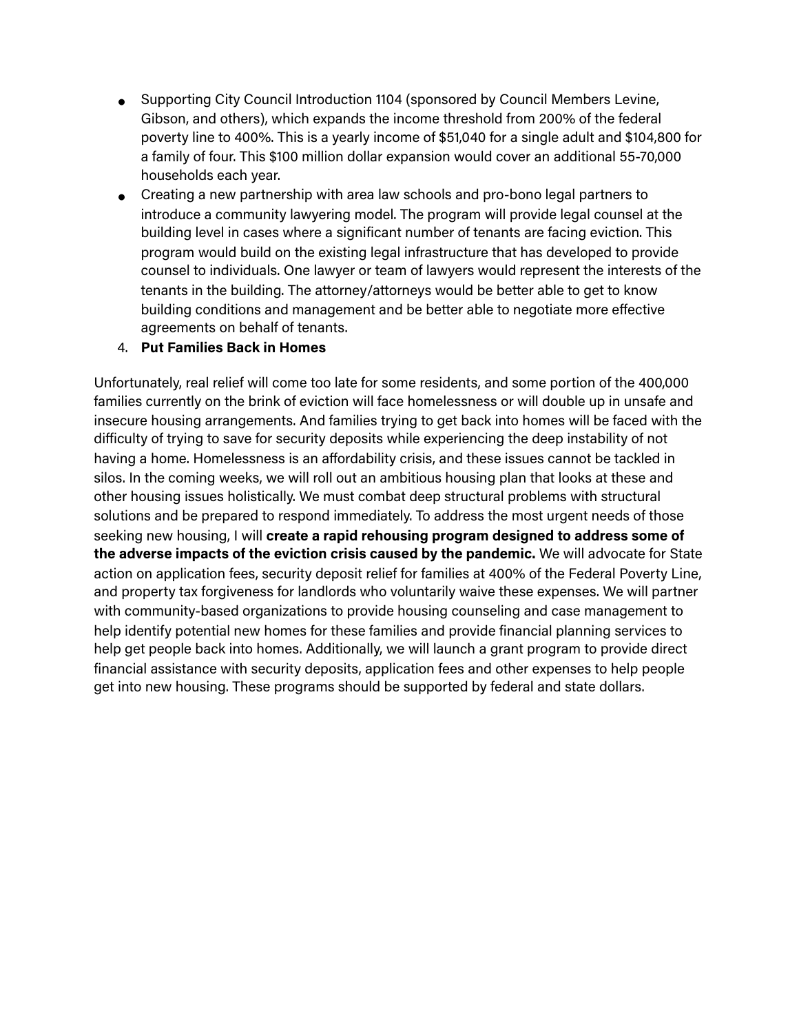- Supporting City Council Introduction 1104 (sponsored by Council Members Levine, Gibson, and others), which expands the income threshold from 200% of the federal poverty line to 400%. This is a yearly income of $51,040 for a single adult and $104,800 for a family of four. This $100 million dollar expansion would cover an additional 55-70,000 households each year.
- Creating a new partnership with area law schools and pro-bono legal partners to introduce a community lawyering model. The program will provide legal counsel at the building level in cases where a significant number of tenants are facing eviction. This program would build on the existing legal infrastructure that has developed to provide counsel to individuals. One lawyer or team of lawyers would represent the interests of the tenants in the building. The attorney/attorneys would be better able to get to know building conditions and management and be better able to negotiate more effective agreements on behalf of tenants.

4. **Put Families Back in Homes**

Unfortunately, real relief will come too late for some residents, and some portion of the 400,000 families currently on the brink of eviction will face homelessness or will double up in unsafe and insecure housing arrangements. And families trying to get back into homes will be faced with the difficulty of trying to save for security deposits while experiencing the deep instability of not having a home. Homelessness is an affordability crisis, and these issues cannot be tackled in silos. In the coming weeks, we will roll out an ambitious housing plan that looks at these and other housing issues holistically. We must combat deep structural problems with structural solutions and be prepared to respond immediately. To address the most urgent needs of those seeking new housing, I will **create a rapid rehousing program designed to address some of the adverse impacts of the eviction crisis caused by the pandemic.** We will advocate for State action on application fees, security deposit relief for families at 400% of the Federal Poverty Line, and property tax forgiveness for landlords who voluntarily waive these expenses. We will partner with community-based organizations to provide housing counseling and case management to help identify potential new homes for these families and provide financial planning services to help get people back into homes. Additionally, we will launch a grant program to provide direct financial assistance with security deposits, application fees and other expenses to help people get into new housing. These programs should be supported by federal and state dollars.